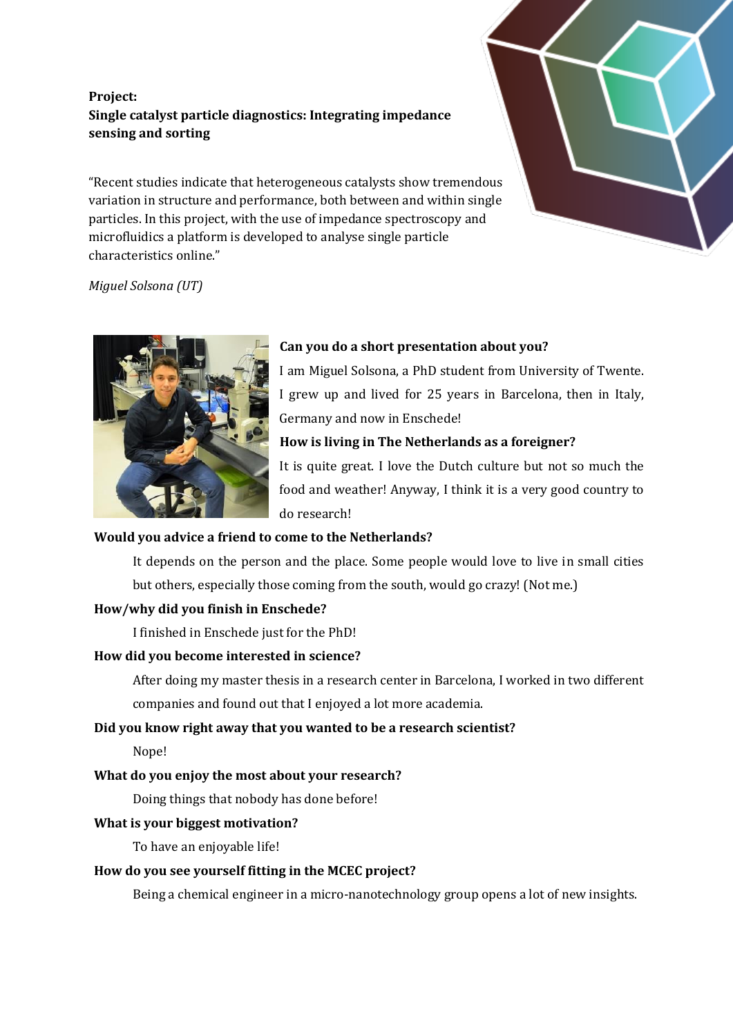**Project:**
**Single catalyst particle diagnostics: Integrating impedance sensing and sorting**

"Recent studies indicate that heterogeneous catalysts show tremendous variation in structure and performance, both between and within single particles. In this project, with the use of impedance spectroscopy and microfluidics a platform is developed to analyse single particle characteristics online."

*Miguel Solsona (UT)*

**Can you do a short presentation about you?**

I am Miguel Solsona, a PhD student from University of Twente. I grew up and lived for 25 years in Barcelona, then in Italy, Germany and now in Enschede!

**How is living in The Netherlands as a foreigner?**

It is quite great. I love the Dutch culture but not so much the food and weather! Anyway, I think it is a very good country to do research!

**Would you advice a friend to come to the Netherlands?**

It depends on the person and the place. Some people would love to live in small cities but others, especially those coming from the south, would go crazy! (Not me.)

**How/why did you finish in Enschede?**

I finished in Enschede just for the PhD!

**How did you become interested in science?**

After doing my master thesis in a research center in Barcelona, I worked in two different companies and found out that I enjoyed a lot more academia.

**Did you know right away that you wanted to be a research scientist?**

Nope!

**What do you enjoy the most about your research?**

Doing things that nobody has done before!

**What is your biggest motivation?**

To have an enjoyable life!

**How do you see yourself fitting in the MCEC project?**

Being a chemical engineer in a micro-nanotechnology group opens a lot of new insights.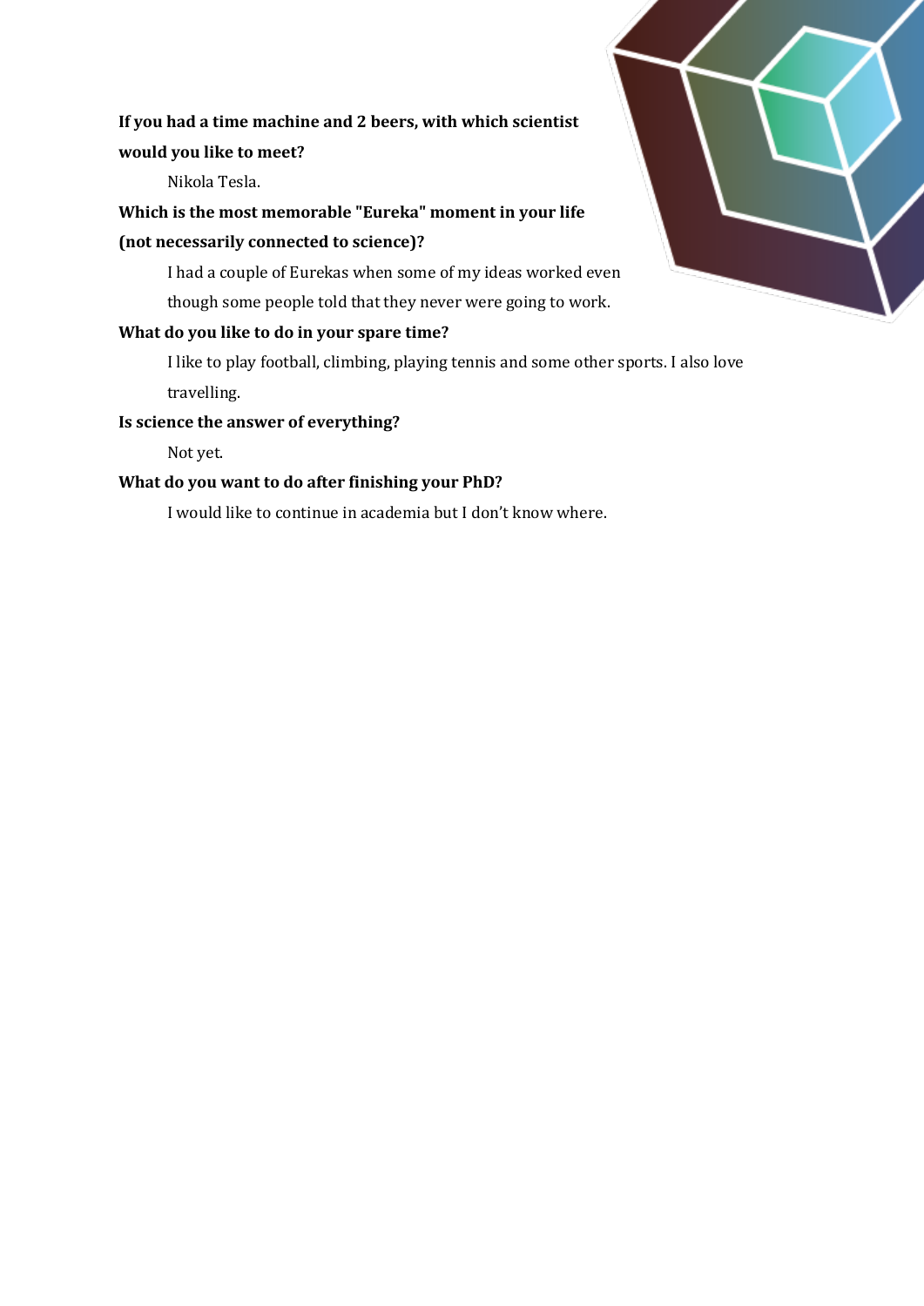**If you had a time machine and 2 beers, with which scientist would you like to meet?**

Nikola Tesla.

**Which is the most memorable "Eureka" moment in your life (not necessarily connected to science)?**

I had a couple of Eurekas when some of my ideas worked even though some people told that they never were going to work.

**What do you like to do in your spare time?**

I like to play football, climbing, playing tennis and some other sports. I also love travelling.

**Is science the answer of everything?**

Not yet.

**What do you want to do after finishing your PhD?**

I would like to continue in academia but I don't know where.